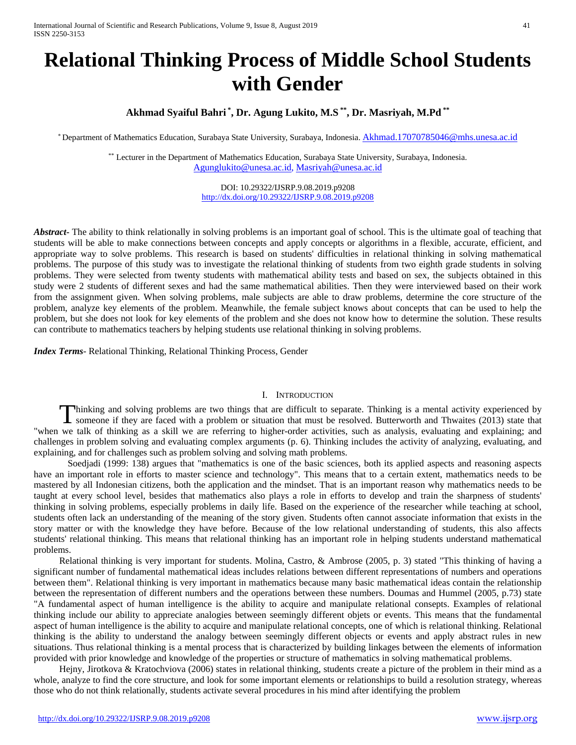# Relational Thinking Process of Middle School Students with Gender

**Akhmad Syaiful Bahri [*], Dr. Agung Lukito, M.S [**], Dr. Masriyah, M.Pd [**]**

[*] Department of Mathematics Education, Surabaya State University, Surabaya, Indonesia. Akhmad.17070785046@mhs.unesa.ac.id

[**] Lecturer in the Department of Mathematics Education, Surabaya State University, Surabaya, Indonesia. Agunglukito@unesa.ac.id, Masriyah@unesa.ac.id

DOI: 10.29322/IJSRP.9.08.2019.p9208
http://dx.doi.org/10.29322/IJSRP.9.08.2019.p9208

***Abstract***- The ability to think relationally in solving problems is an important goal of school. This is the ultimate goal of teaching that students will be able to make connections between concepts and apply concepts or algorithms in a flexible, accurate, efficient, and appropriate way to solve problems. This research is based on students' difficulties in relational thinking in solving mathematical problems. The purpose of this study was to investigate the relational thinking of students from two eighth grade students in solving problems. They were selected from twenty students with mathematical ability tests and based on sex, the subjects obtained in this study were 2 students of different sexes and had the same mathematical abilities. Then they were interviewed based on their work from the assignment given. When solving problems, male subjects are able to draw problems, determine the core structure of the problem, analyze key elements of the problem. Meanwhile, the female subject knows about concepts that can be used to help the problem, but she does not look for key elements of the problem and she does not know how to determine the solution. These results can contribute to mathematics teachers by helping students use relational thinking in solving problems.

***Index Terms***- Relational Thinking, Relational Thinking Process, Gender

## I. Introduction

Thinking and solving problems are two things that are difficult to separate. Thinking is a mental activity experienced by someone if they are faced with a problem or situation that must be resolved. Butterworth and Thwaites (2013) state that "when we talk of thinking as a skill we are referring to higher-order activities, such as analysis, evaluating and explaining; and challenges in problem solving and evaluating complex arguments (p. 6). Thinking includes the activity of analyzing, evaluating, and explaining, and for challenges such as problem solving and solving math problems.

Soedjadi (1999: 138) argues that "mathematics is one of the basic sciences, both its applied aspects and reasoning aspects have an important role in efforts to master science and technology". This means that to a certain extent, mathematics needs to be mastered by all Indonesian citizens, both the application and the mindset. That is an important reason why mathematics needs to be taught at every school level, besides that mathematics also plays a role in efforts to develop and train the sharpness of students' thinking in solving problems, especially problems in daily life. Based on the experience of the researcher while teaching at school, students often lack an understanding of the meaning of the story given. Students often cannot associate information that exists in the story matter or with the knowledge they have before. Because of the low relational understanding of students, this also affects students' relational thinking. This means that relational thinking has an important role in helping students understand mathematical problems.

Relational thinking is very important for students. Molina, Castro, & Ambrose (2005, p. 3) stated "This thinking of having a significant number of fundamental mathematical ideas includes relations between different representations of numbers and operations between them". Relational thinking is very important in mathematics because many basic mathematical ideas contain the relationship between the representation of different numbers and the operations between these numbers. Doumas and Hummel (2005, p.73) state "A fundamental aspect of human intelligence is the ability to acquire and manipulate relational consepts. Examples of relational thinking include our ability to appreciate analogies between seemingly different objets or events. This means that the fundamental aspect of human intelligence is the ability to acquire and manipulate relational concepts, one of which is relational thinking. Relational thinking is the ability to understand the analogy between seemingly different objects or events and apply abstract rules in new situations. Thus relational thinking is a mental process that is characterized by building linkages between the elements of information provided with prior knowledge and knowledge of the properties or structure of mathematics in solving mathematical problems.

Hejny, Jirotkova & Kratochviova (2006) states in relational thinking, students create a picture of the problem in their mind as a whole, analyze to find the core structure, and look for some important elements or relationships to build a resolution strategy, whereas those who do not think relationally, students activate several procedures in his mind after identifying the problem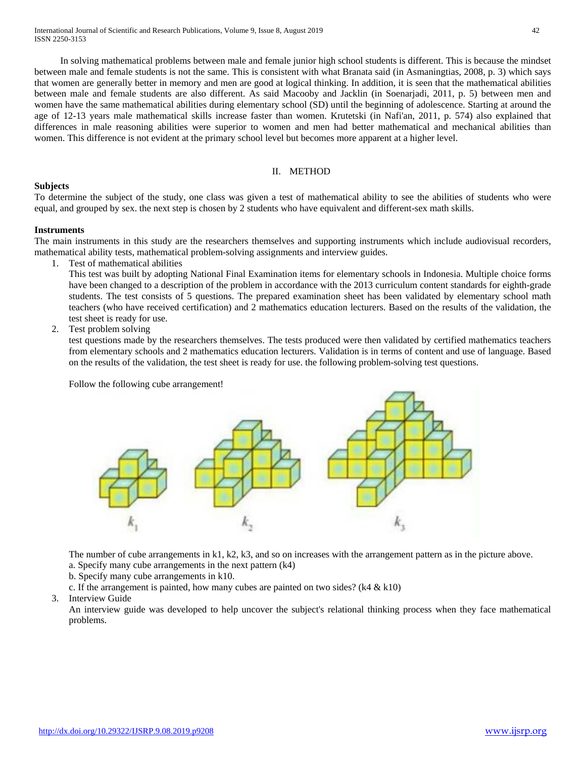In solving mathematical problems between male and female junior high school students is different. This is because the mindset between male and female students is not the same. This is consistent with what Branata said (in Asmaningtias, 2008, p. 3) which says that women are generally better in memory and men are good at logical thinking. In addition, it is seen that the mathematical abilities between male and female students are also different. As said Macooby and Jacklin (in Soenarjadi, 2011, p. 5) between men and women have the same mathematical abilities during elementary school (SD) until the beginning of adolescence. Starting at around the age of 12-13 years male mathematical skills increase faster than women. Krutetski (in Nafi'an, 2011, p. 574) also explained that differences in male reasoning abilities were superior to women and men had better mathematical and mechanical abilities than women. This difference is not evident at the primary school level but becomes more apparent at a higher level.

## II. METHOD

**Subjects**

To determine the subject of the study, one class was given a test of mathematical ability to see the abilities of students who were equal, and grouped by sex. the next step is chosen by 2 students who have equivalent and different-sex math skills.

**Instruments**

The main instruments in this study are the researchers themselves and supporting instruments which include audiovisual recorders, mathematical ability tests, mathematical problem-solving assignments and interview guides.

1. Test of mathematical abilities

   This test was built by adopting National Final Examination items for elementary schools in Indonesia. Multiple choice forms have been changed to a description of the problem in accordance with the 2013 curriculum content standards for eighth-grade students. The test consists of 5 questions. The prepared examination sheet has been validated by elementary school math teachers (who have received certification) and 2 mathematics education lecturers. Based on the results of the validation, the test sheet is ready for use.

2. Test problem solving

   test questions made by the researchers themselves. The tests produced were then validated by certified mathematics teachers from elementary schools and 2 mathematics education lecturers. Validation is in terms of content and use of language. Based on the results of the validation, the test sheet is ready for use. the following problem-solving test questions.

   Follow the following cube arrangement!

   $k_1$ $k_2$ $k_3$

   The number of cube arrangements in k1, k2, k3, and so on increases with the arrangement pattern as in the picture above.

   a. Specify many cube arrangements in the next pattern (k4)

   b. Specify many cube arrangements in k10.

   c. If the arrangement is painted, how many cubes are painted on two sides? (k4 & k10)

3. Interview Guide

   An interview guide was developed to help uncover the subject's relational thinking process when they face mathematical problems.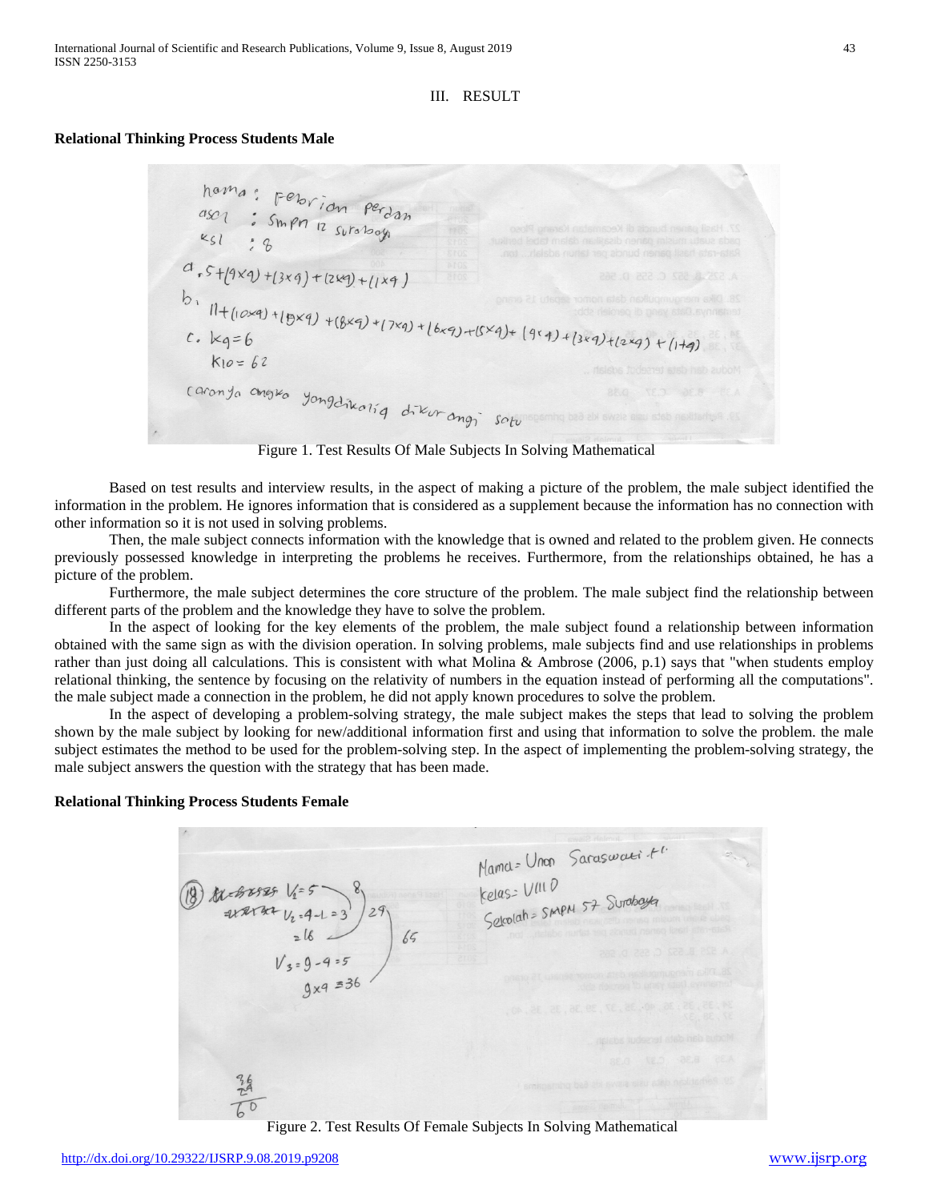## III. RESULT

**Relational Thinking Process Students Male**

Figure 1. Test Results Of Male Subjects In Solving Mathematical

Based on test results and interview results, in the aspect of making a picture of the problem, the male subject identified the information in the problem. He ignores information that is considered as a supplement because the information has no connection with other information so it is not used in solving problems.

Then, the male subject connects information with the knowledge that is owned and related to the problem given. He connects previously possessed knowledge in interpreting the problems he receives. Furthermore, from the relationships obtained, he has a picture of the problem.

Furthermore, the male subject determines the core structure of the problem. The male subject find the relationship between different parts of the problem and the knowledge they have to solve the problem.

In the aspect of looking for the key elements of the problem, the male subject found a relationship between information obtained with the same sign as with the division operation. In solving problems, male subjects find and use relationships in problems rather than just doing all calculations. This is consistent with what Molina & Ambrose (2006, p.1) says that "when students employ relational thinking, the sentence by focusing on the relativity of numbers in the equation instead of performing all the computations". the male subject made a connection in the problem, he did not apply known procedures to solve the problem.

In the aspect of developing a problem-solving strategy, the male subject makes the steps that lead to solving the problem shown by the male subject by looking for new/additional information first and using that information to solve the problem. the male subject estimates the method to be used for the problem-solving step. In the aspect of implementing the problem-solving strategy, the male subject answers the question with the strategy that has been made.

**Relational Thinking Process Students Female**

Figure 2. Test Results Of Female Subjects In Solving Mathematical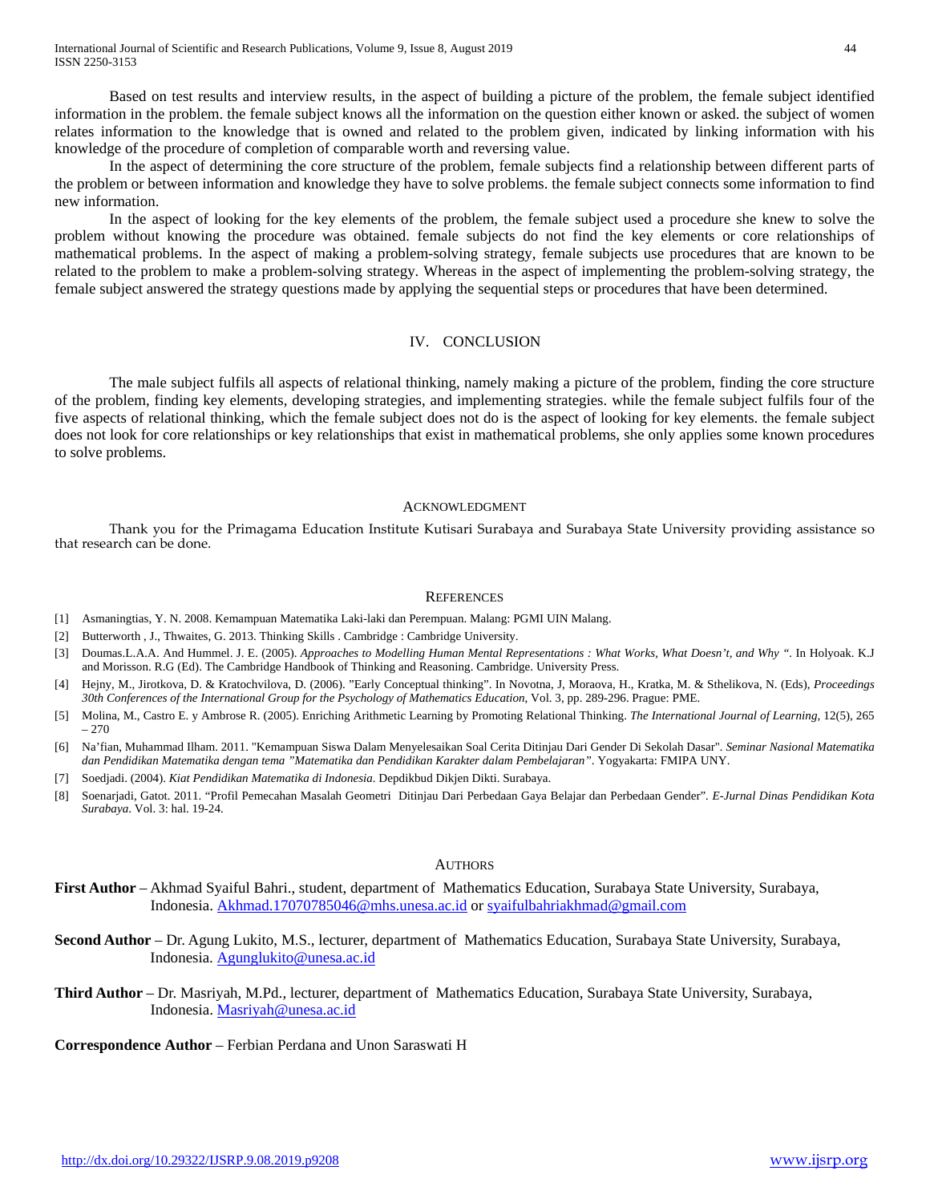Based on test results and interview results, in the aspect of building a picture of the problem, the female subject identified information in the problem. the female subject knows all the information on the question either known or asked. the subject of women relates information to the knowledge that is owned and related to the problem given, indicated by linking information with his knowledge of the procedure of completion of comparable worth and reversing value.

In the aspect of determining the core structure of the problem, female subjects find a relationship between different parts of the problem or between information and knowledge they have to solve problems. the female subject connects some information to find new information.

In the aspect of looking for the key elements of the problem, the female subject used a procedure she knew to solve the problem without knowing the procedure was obtained. female subjects do not find the key elements or core relationships of mathematical problems. In the aspect of making a problem-solving strategy, female subjects use procedures that are known to be related to the problem to make a problem-solving strategy. Whereas in the aspect of implementing the problem-solving strategy, the female subject answered the strategy questions made by applying the sequential steps or procedures that have been determined.

## IV. CONCLUSION

The male subject fulfils all aspects of relational thinking, namely making a picture of the problem, finding the core structure of the problem, finding key elements, developing strategies, and implementing strategies. while the female subject fulfils four of the five aspects of relational thinking, which the female subject does not do is the aspect of looking for key elements. the female subject does not look for core relationships or key relationships that exist in mathematical problems, she only applies some known procedures to solve problems.

## ACKNOWLEDGMENT

Thank you for the Primagama Education Institute Kutisari Surabaya and Surabaya State University providing assistance so that research can be done.

## REFERENCES

[1] Asmaningtias, Y. N. 2008. Kemampuan Matematika Laki-laki dan Perempuan. Malang: PGMI UIN Malang.

[2] Butterworth , J., Thwaites, G. 2013. Thinking Skills . Cambridge : Cambridge University.

[3] Doumas.L.A.A. And Hummel. J. E. (2005). *Approaches to Modelling Human Mental Representations : What Works, What Doesn't, and Why "*. In Holyoak. K.J and Morisson. R.G (Ed). The Cambridge Handbook of Thinking and Reasoning. Cambridge. University Press.

[4] Hejny, M., Jirotkova, D. & Kratochvilova, D. (2006). "Early Conceptual thinking". In Novotna, J, Moraova, H., Kratka, M. & Sthelikova, N. (Eds), *Proceedings 30th Conferences of the International Group for the Psychology of Mathematics Education*, Vol. 3, pp. 289-296. Prague: PME.

[5] Molina, M., Castro E. y Ambrose R. (2005). Enriching Arithmetic Learning by Promoting Relational Thinking. *The International Journal of Learning*, 12(5), 265 – 270

[6] Na'fian, Muhammad Ilham. 2011. "Kemampuan Siswa Dalam Menyelesaikan Soal Cerita Ditinjau Dari Gender Di Sekolah Dasar". *Seminar Nasional Matematika dan Pendidikan Matematika dengan tema "Matematika dan Pendidikan Karakter dalam Pembelajaran"*. Yogyakarta: FMIPA UNY.

[7] Soedjadi. (2004). *Kiat Pendidikan Matematika di Indonesia*. Depdikbud Dikjen Dikti. Surabaya.

[8] Soenarjadi, Gatot. 2011. "Profil Pemecahan Masalah Geometri Ditinjau Dari Perbedaan Gaya Belajar dan Perbedaan Gender". *E-Jurnal Dinas Pendidikan Kota Surabaya*. Vol. 3: hal. 19-24.

## AUTHORS

**First Author** – Akhmad Syaiful Bahri., student, department of Mathematics Education, Surabaya State University, Surabaya, Indonesia. Akhmad.17070785046@mhs.unesa.ac.id or syaifulbahriakhmad@gmail.com

**Second Author** – Dr. Agung Lukito, M.S., lecturer, department of Mathematics Education, Surabaya State University, Surabaya, Indonesia. Agunglukito@unesa.ac.id

**Third Author** – Dr. Masriyah, M.Pd., lecturer, department of Mathematics Education, Surabaya State University, Surabaya, Indonesia. Masriyah@unesa.ac.id

**Correspondence Author** – Ferbian Perdana and Unon Saraswati H